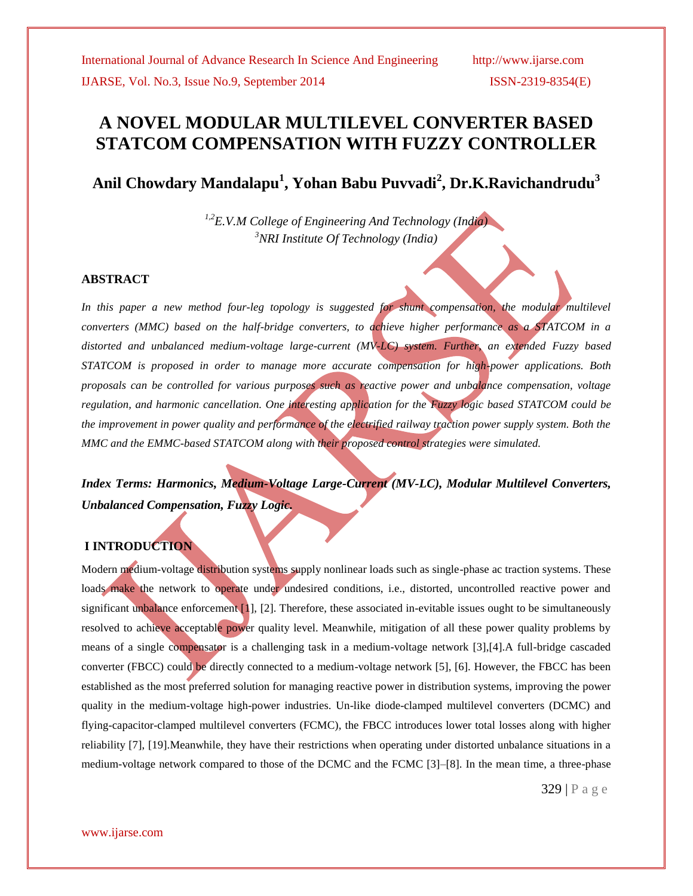# A NOVEL MODULAR MULTILEVEL CONVERTER BASED STATCOM COMPENSATION WITH FUZZY CONTROLLER

**Anil Chowdary Mandalapu[1], Yohan Babu Puvvadi[2], Dr.K.Ravichandrudu[3]**

*[1,2]E.V.M College of Engineering And Technology (India)*
*[3]NRI Institute Of Technology (India)*

## ABSTRACT

*In this paper a new method four-leg topology is suggested for shunt compensation, the modular multilevel converters (MMC) based on the half-bridge converters, to achieve higher performance as a STATCOM in a distorted and unbalanced medium-voltage large-current (MV-LC) system. Further, an extended Fuzzy based STATCOM is proposed in order to manage more accurate compensation for high-power applications. Both proposals can be controlled for various purposes such as reactive power and unbalance compensation, voltage regulation, and harmonic cancellation. One interesting application for the Fuzzy logic based STATCOM could be the improvement in power quality and performance of the electrified railway traction power supply system. Both the MMC and the EMMC-based STATCOM along with their proposed control strategies were simulated.*

***Index Terms: Harmonics, Medium-Voltage Large-Current (MV-LC), Modular Multilevel Converters, Unbalanced Compensation, Fuzzy Logic.***

## I INTRODUCTION

Modern medium-voltage distribution systems supply nonlinear loads such as single-phase ac traction systems. These loads make the network to operate under undesired conditions, i.e., distorted, uncontrolled reactive power and significant unbalance enforcement [1], [2]. Therefore, these associated in-evitable issues ought to be simultaneously resolved to achieve acceptable power quality level. Meanwhile, mitigation of all these power quality problems by means of a single compensator is a challenging task in a medium-voltage network [3],[4].A full-bridge cascaded converter (FBCC) could be directly connected to a medium-voltage network [5], [6]. However, the FBCC has been established as the most preferred solution for managing reactive power in distribution systems, improving the power quality in the medium-voltage high-power industries. Un-like diode-clamped multilevel converters (DCMC) and flying-capacitor-clamped multilevel converters (FCMC), the FBCC introduces lower total losses along with higher reliability [7], [19].Meanwhile, they have their restrictions when operating under distorted unbalance situations in a medium-voltage network compared to those of the DCMC and the FCMC [3]–[8]. In the mean time, a three-phase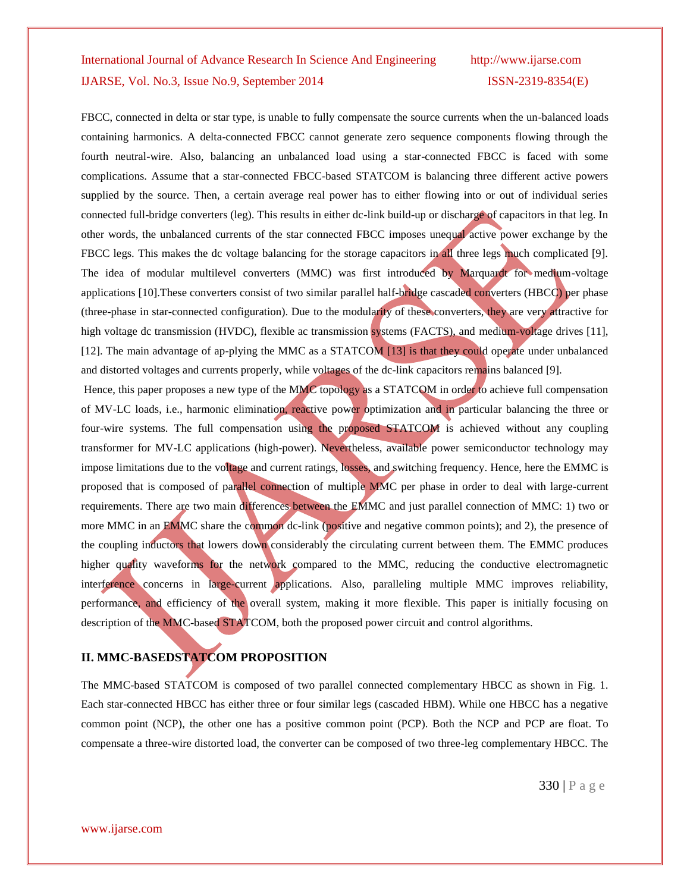FBCC, connected in delta or star type, is unable to fully compensate the source currents when the un-balanced loads containing harmonics. A delta-connected FBCC cannot generate zero sequence components flowing through the fourth neutral-wire. Also, balancing an unbalanced load using a star-connected FBCC is faced with some complications. Assume that a star-connected FBCC-based STATCOM is balancing three different active powers supplied by the source. Then, a certain average real power has to either flowing into or out of individual series connected full-bridge converters (leg). This results in either dc-link build-up or discharge of capacitors in that leg. In other words, the unbalanced currents of the star connected FBCC imposes unequal active power exchange by the FBCC legs. This makes the dc voltage balancing for the storage capacitors in all three legs much complicated [9]. The idea of modular multilevel converters (MMC) was first introduced by Marquardt for medium-voltage applications [10].These converters consist of two similar parallel half-bridge cascaded converters (HBCC) per phase (three-phase in star-connected configuration). Due to the modularity of these converters, they are very attractive for high voltage dc transmission (HVDC), flexible ac transmission systems (FACTS), and medium-voltage drives [11], [12]. The main advantage of ap-plying the MMC as a STATCOM [13] is that they could operate under unbalanced and distorted voltages and currents properly, while voltages of the dc-link capacitors remains balanced [9].

Hence, this paper proposes a new type of the MMC topology as a STATCOM in order to achieve full compensation of MV-LC loads, i.e., harmonic elimination, reactive power optimization and in particular balancing the three or four-wire systems. The full compensation using the proposed STATCOM is achieved without any coupling transformer for MV-LC applications (high-power). Nevertheless, available power semiconductor technology may impose limitations due to the voltage and current ratings, losses, and switching frequency. Hence, here the EMMC is proposed that is composed of parallel connection of multiple MMC per phase in order to deal with large-current requirements. There are two main differences between the EMMC and just parallel connection of MMC: 1) two or more MMC in an EMMC share the common dc-link (positive and negative common points); and 2), the presence of the coupling inductors that lowers down considerably the circulating current between them. The EMMC produces higher quality waveforms for the network compared to the MMC, reducing the conductive electromagnetic interference concerns in large-current applications. Also, paralleling multiple MMC improves reliability, performance, and efficiency of the overall system, making it more flexible. This paper is initially focusing on description of the MMC-based STATCOM, both the proposed power circuit and control algorithms.

## II. MMC-BASEDSTATCOM PROPOSITION

The MMC-based STATCOM is composed of two parallel connected complementary HBCC as shown in Fig. 1. Each star-connected HBCC has either three or four similar legs (cascaded HBM). While one HBCC has a negative common point (NCP), the other one has a positive common point (PCP). Both the NCP and PCP are float. To compensate a three-wire distorted load, the converter can be composed of two three-leg complementary HBCC. The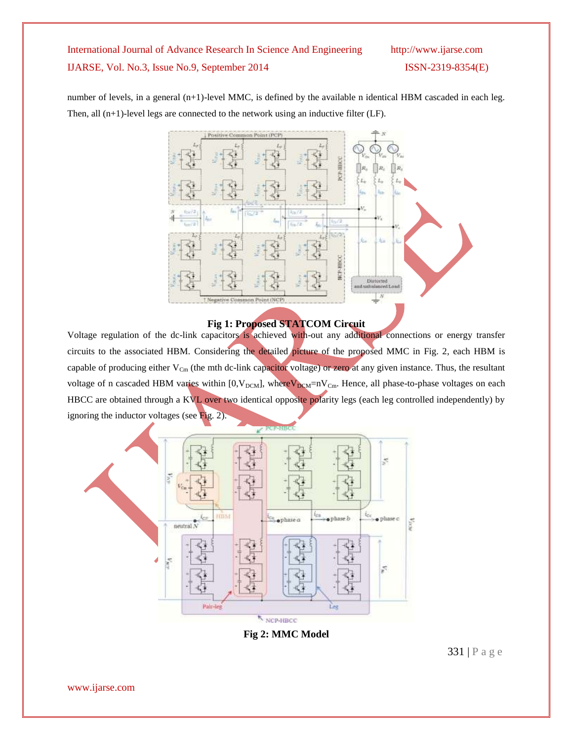number of levels, in a general (n+1)-level MMC, is defined by the available n identical HBM cascaded in each leg. Then, all (n+1)-level legs are connected to the network using an inductive filter (LF).

**Fig 1: Proposed STATCOM Circuit**

Voltage regulation of the dc-link capacitors is achieved with-out any additional connections or energy transfer circuits to the associated HBM. Considering the detailed picture of the proposed MMC in Fig. 2, each HBM is capable of producing either $V_{Cm}$ (the mth dc-link capacitor voltage) or zero at any given instance. Thus, the resultant voltage of n cascaded HBM varies within $[0,V_{DCM}]$, where$V_{DCM}=nV_{Cm}$. Hence, all phase-to-phase voltages on each HBCC are obtained through a KVL over two identical opposite polarity legs (each leg controlled independently) by ignoring the inductor voltages (see Fig. 2).

**Fig 2: MMC Model**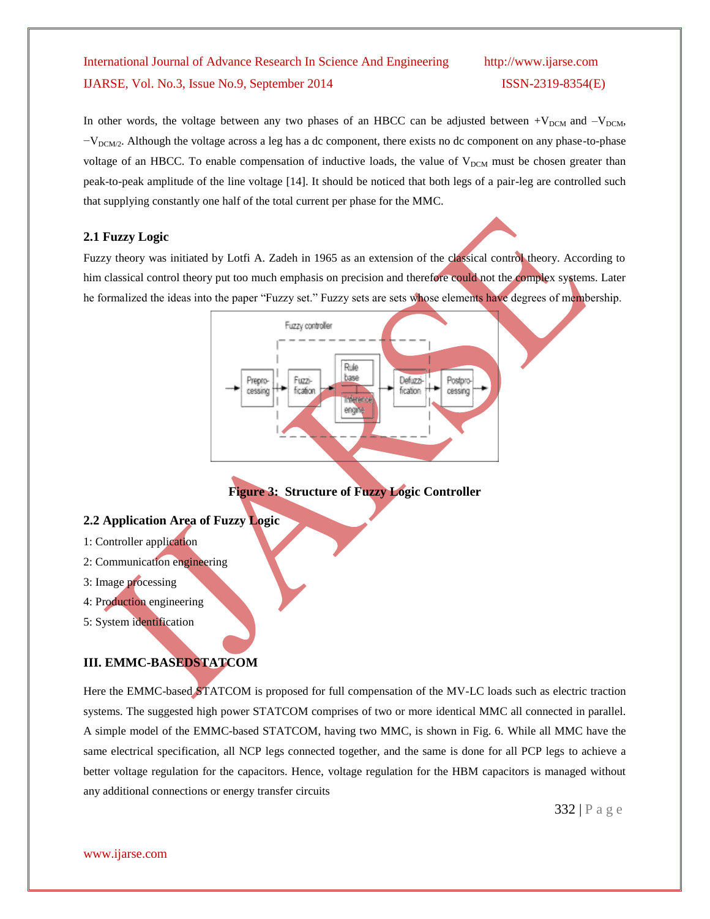In other words, the voltage between any two phases of an HBCC can be adjusted between $+V_{DCM}$ and $-V_{DCM}$, $-V_{DCM/2}$. Although the voltage across a leg has a dc component, there exists no dc component on any phase-to-phase voltage of an HBCC. To enable compensation of inductive loads, the value of $V_{DCM}$ must be chosen greater than peak-to-peak amplitude of the line voltage [14]. It should be noticed that both legs of a pair-leg are controlled such that supplying constantly one half of the total current per phase for the MMC.

### 2.1 Fuzzy Logic

Fuzzy theory was initiated by Lotfi A. Zadeh in 1965 as an extension of the classical control theory. According to him classical control theory put too much emphasis on precision and therefore could not the complex systems. Later he formalized the ideas into the paper "Fuzzy set." Fuzzy sets are sets whose elements have degrees of membership.

**Figure 3: Structure of Fuzzy Logic Controller**

### 2.2 Application Area of Fuzzy Logic

1: Controller application

2: Communication engineering

3: Image processing

4: Production engineering

5: System identification

## III. EMMC-BASEDSTATCOM

Here the EMMC-based STATCOM is proposed for full compensation of the MV-LC loads such as electric traction systems. The suggested high power STATCOM comprises of two or more identical MMC all connected in parallel. A simple model of the EMMC-based STATCOM, having two MMC, is shown in Fig. 6. While all MMC have the same electrical specification, all NCP legs connected together, and the same is done for all PCP legs to achieve a better voltage regulation for the capacitors. Hence, voltage regulation for the HBM capacitors is managed without any additional connections or energy transfer circuits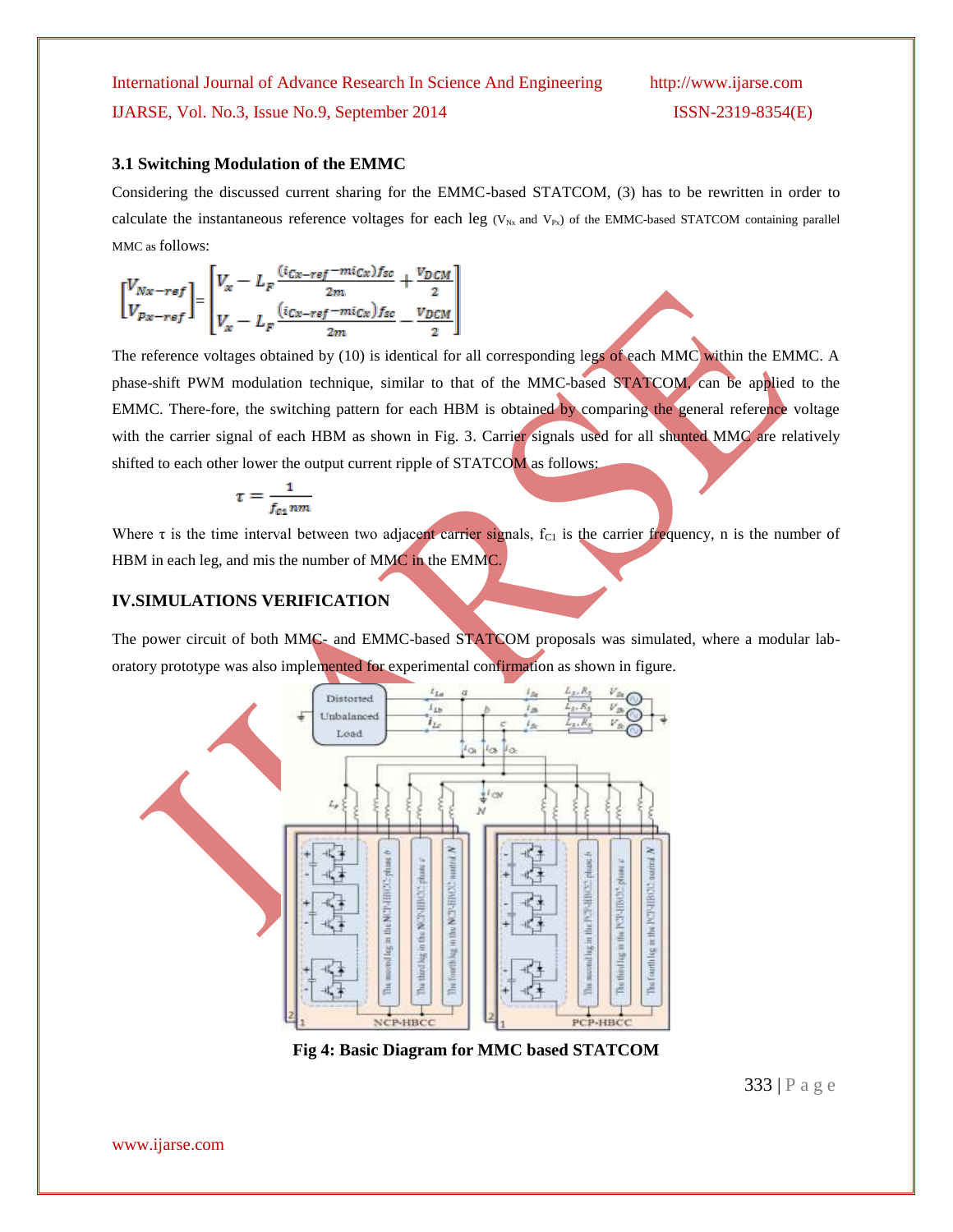### 3.1 Switching Modulation of the EMMC

Considering the discussed current sharing for the EMMC-based STATCOM, (3) has to be rewritten in order to calculate the instantaneous reference voltages for each leg ($V_{Nx}$ and $V_{Px}$) of the EMMC-based STATCOM containing parallel MMC as follows:

$$\begin{bmatrix} V_{Nx-ref} \\ V_{Px-ref} \end{bmatrix} = \begin{bmatrix} V_x - L_F \frac{(i_{Cx-ref} - m i_{Cx}) f_{sc}}{2m} + \frac{V_{DCM}}{2} \\ V_x - L_F \frac{(i_{Cx-ref} - m i_{Cx}) f_{sc}}{2m} - \frac{V_{DCM}}{2} \end{bmatrix}$$

The reference voltages obtained by (10) is identical for all corresponding legs of each MMC within the EMMC. A phase-shift PWM modulation technique, similar to that of the MMC-based STATCOM, can be applied to the EMMC. There-fore, the switching pattern for each HBM is obtained by comparing the general reference voltage with the carrier signal of each HBM as shown in Fig. 3. Carrier signals used for all shunted MMC are relatively shifted to each other lower the output current ripple of STATCOM as follows:

$$\tau = \frac{1}{f_{c1} nm}$$

Where τ is the time interval between two adjacent carrier signals, $f_{C1}$ is the carrier frequency, n is the number of HBM in each leg, and mis the number of MMC in the EMMC.

## IV.SIMULATIONS VERIFICATION

The power circuit of both MMC- and EMMC-based STATCOM proposals was simulated, where a modular lab-oratory prototype was also implemented for experimental confirmation as shown in figure.

**Fig 4: Basic Diagram for MMC based STATCOM**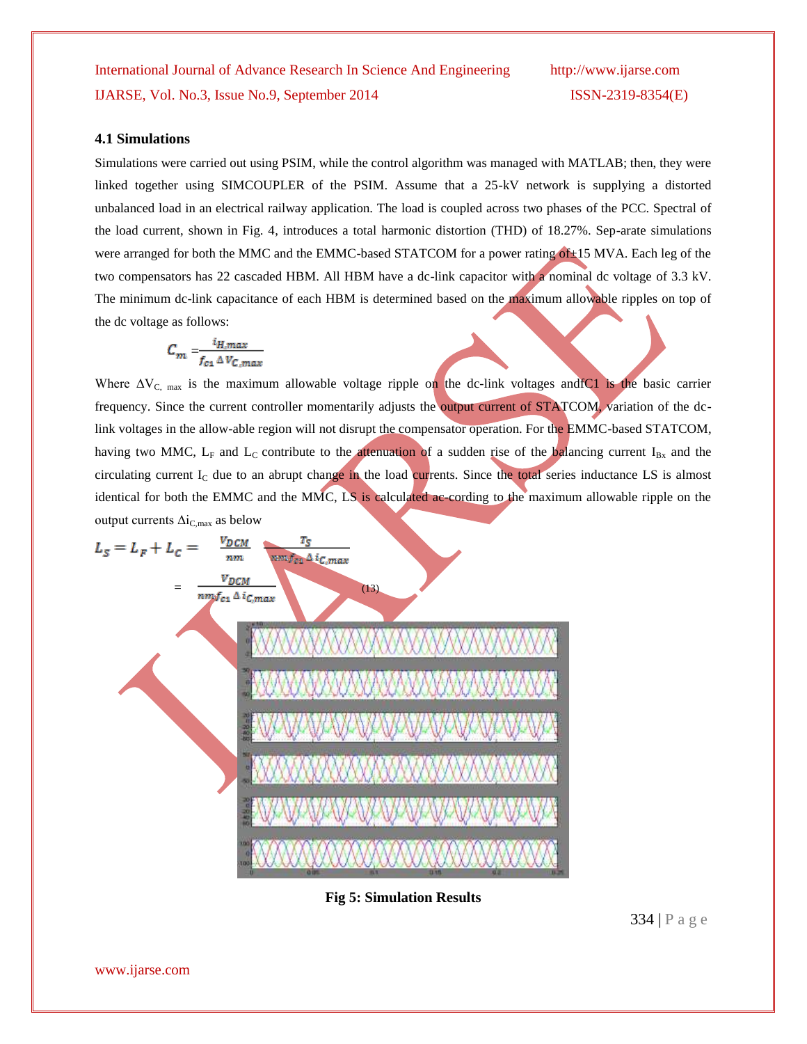### 4.1 Simulations

Simulations were carried out using PSIM, while the control algorithm was managed with MATLAB; then, they were linked together using SIMCOUPLER of the PSIM. Assume that a 25-kV network is supplying a distorted unbalanced load in an electrical railway application. The load is coupled across two phases of the PCC. Spectral of the load current, shown in Fig. 4, introduces a total harmonic distortion (THD) of 18.27%. Sep-arate simulations were arranged for both the MMC and the EMMC-based STATCOM for a power rating of±15 MVA. Each leg of the two compensators has 22 cascaded HBM. All HBM have a dc-link capacitor with a nominal dc voltage of 3.3 kV. The minimum dc-link capacitance of each HBM is determined based on the maximum allowable ripples on top of the dc voltage as follows:

$$C_m = \frac{i_{H,max}}{f_{c1}\,\Delta V_{C,max}}$$

Where $\Delta V_{C,\,max}$ is the maximum allowable voltage ripple on the dc-link voltages andfC1 is the basic carrier frequency. Since the current controller momentarily adjusts the output current of STATCOM, variation of the dc-link voltages in the allow-able region will not disrupt the compensator operation. For the EMMC-based STATCOM, having two MMC, $L_F$ and $L_C$ contribute to the attenuation of a sudden rise of the balancing current $I_{Bx}$ and the circulating current $I_C$ due to an abrupt change in the load currents. Since the total series inductance LS is almost identical for both the EMMC and the MMC, LS is calculated ac-cording to the maximum allowable ripple on the output currents $\Delta i_{C,max}$ as below

$$L_S = L_F + L_C = \frac{V_{DCM}}{nm} \cdot \frac{T_S}{nmf_{c1}\,\Delta i_{C,max}}$$

$$= \frac{V_{DCM}}{nmf_{c1}\,\Delta i_{C,max}} \qquad (13)$$

**Fig 5: Simulation Results**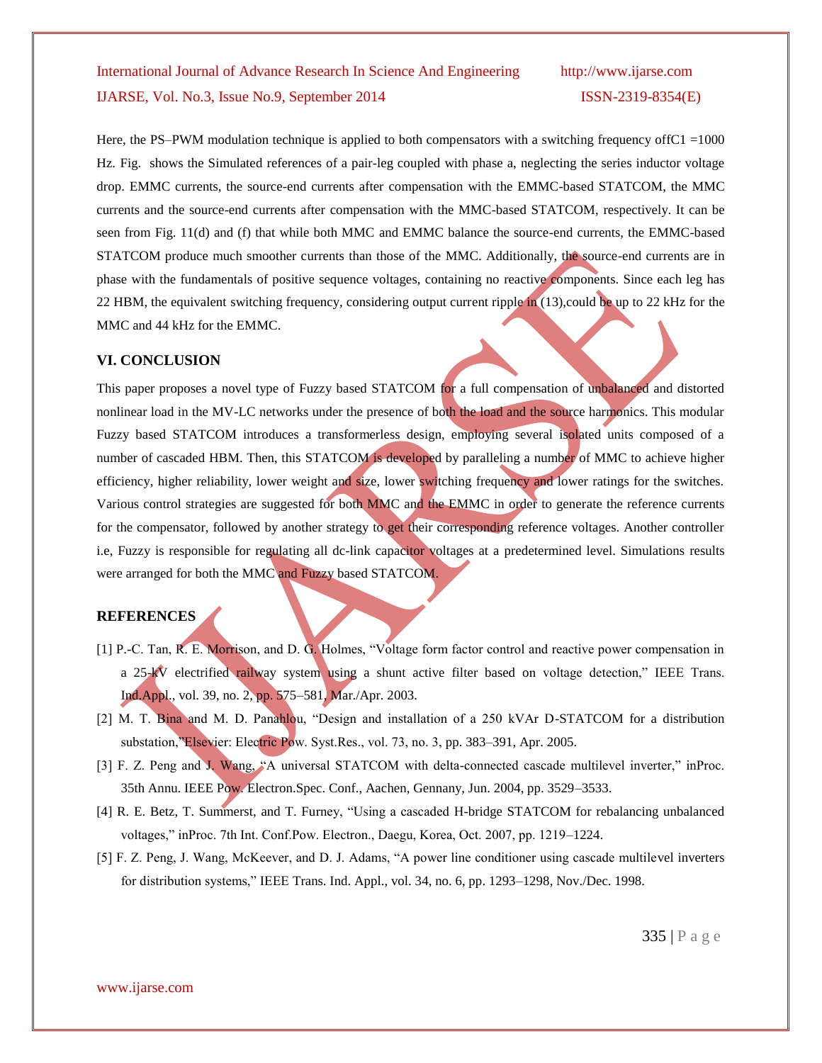Here, the PS–PWM modulation technique is applied to both compensators with a switching frequency off$C1$ =1000 Hz. Fig. shows the Simulated references of a pair-leg coupled with phase a, neglecting the series inductor voltage drop. EMMC currents, the source-end currents after compensation with the EMMC-based STATCOM, the MMC currents and the source-end currents after compensation with the MMC-based STATCOM, respectively. It can be seen from Fig. 11(d) and (f) that while both MMC and EMMC balance the source-end currents, the EMMC-based STATCOM produce much smoother currents than those of the MMC. Additionally, the source-end currents are in phase with the fundamentals of positive sequence voltages, containing no reactive components. Since each leg has 22 HBM, the equivalent switching frequency, considering output current ripple in (13),could be up to 22 kHz for the MMC and 44 kHz for the EMMC.

## VI. CONCLUSION

This paper proposes a novel type of Fuzzy based STATCOM for a full compensation of unbalanced and distorted nonlinear load in the MV-LC networks under the presence of both the load and the source harmonics. This modular Fuzzy based STATCOM introduces a transformerless design, employing several isolated units composed of a number of cascaded HBM. Then, this STATCOM is developed by paralleling a number of MMC to achieve higher efficiency, higher reliability, lower weight and size, lower switching frequency and lower ratings for the switches. Various control strategies are suggested for both MMC and the EMMC in order to generate the reference currents for the compensator, followed by another strategy to get their corresponding reference voltages. Another controller i.e, Fuzzy is responsible for regulating all dc-link capacitor voltages at a predetermined level. Simulations results were arranged for both the MMC and Fuzzy based STATCOM.

## REFERENCES

[1] P.-C. Tan, R. E. Morrison, and D. G. Holmes, "Voltage form factor control and reactive power compensation in a 25-kV electrified railway system using a shunt active filter based on voltage detection," IEEE Trans. Ind.Appl., vol. 39, no. 2, pp. 575–581, Mar./Apr. 2003.

[2] M. T. Bina and M. D. Panahlou, "Design and installation of a 250 kVAr D-STATCOM for a distribution substation,"Elsevier: Electric Pow. Syst.Res., vol. 73, no. 3, pp. 383–391, Apr. 2005.

[3] F. Z. Peng and J. Wang, "A universal STATCOM with delta-connected cascade multilevel inverter," inProc. 35th Annu. IEEE Pow. Electron.Spec. Conf., Aachen, Gennany, Jun. 2004, pp. 3529–3533.

[4] R. E. Betz, T. Summerst, and T. Furney, "Using a cascaded H-bridge STATCOM for rebalancing unbalanced voltages," inProc. 7th Int. Conf.Pow. Electron., Daegu, Korea, Oct. 2007, pp. 1219–1224.

[5] F. Z. Peng, J. Wang, McKeever, and D. J. Adams, "A power line conditioner using cascade multilevel inverters for distribution systems," IEEE Trans. Ind. Appl., vol. 34, no. 6, pp. 1293–1298, Nov./Dec. 1998.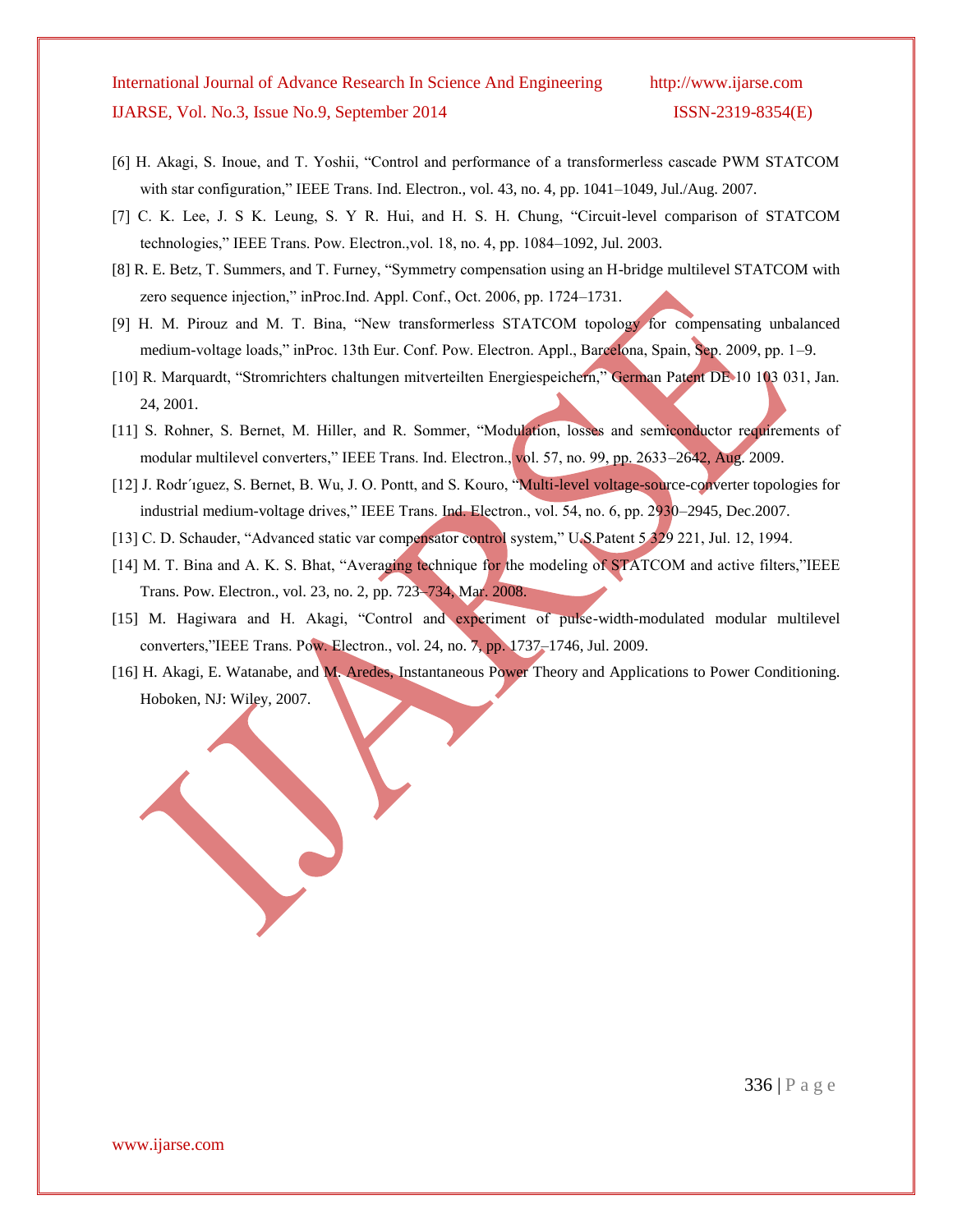[6] H. Akagi, S. Inoue, and T. Yoshii, "Control and performance of a transformerless cascade PWM STATCOM with star configuration," IEEE Trans. Ind. Electron., vol. 43, no. 4, pp. 1041–1049, Jul./Aug. 2007.

[7] C. K. Lee, J. S K. Leung, S. Y R. Hui, and H. S. H. Chung, "Circuit-level comparison of STATCOM technologies," IEEE Trans. Pow. Electron.,vol. 18, no. 4, pp. 1084–1092, Jul. 2003.

[8] R. E. Betz, T. Summers, and T. Furney, "Symmetry compensation using an H-bridge multilevel STATCOM with zero sequence injection," inProc.Ind. Appl. Conf., Oct. 2006, pp. 1724–1731.

[9] H. M. Pirouz and M. T. Bina, "New transformerless STATCOM topology for compensating unbalanced medium-voltage loads," inProc. 13th Eur. Conf. Pow. Electron. Appl., Barcelona, Spain, Sep. 2009, pp. 1–9.

[10] R. Marquardt, "Stromrichters chaltungen mitverteilten Energiespeichern," German Patent DE 10 103 031, Jan. 24, 2001.

[11] S. Rohner, S. Bernet, M. Hiller, and R. Sommer, "Modulation, losses and semiconductor requirements of modular multilevel converters," IEEE Trans. Ind. Electron., vol. 57, no. 99, pp. 2633–2642, Aug. 2009.

[12] J. Rodr´ıguez, S. Bernet, B. Wu, J. O. Pontt, and S. Kouro, "Multi-level voltage-source-converter topologies for industrial medium-voltage drives," IEEE Trans. Ind. Electron., vol. 54, no. 6, pp. 2930–2945, Dec.2007.

[13] C. D. Schauder, "Advanced static var compensator control system," U.S.Patent 5 329 221, Jul. 12, 1994.

[14] M. T. Bina and A. K. S. Bhat, "Averaging technique for the modeling of STATCOM and active filters,"IEEE Trans. Pow. Electron., vol. 23, no. 2, pp. 723–734, Mar. 2008.

[15] M. Hagiwara and H. Akagi, "Control and experiment of pulse-width-modulated modular multilevel converters,"IEEE Trans. Pow. Electron., vol. 24, no. 7, pp. 1737–1746, Jul. 2009.

[16] H. Akagi, E. Watanabe, and M. Aredes, Instantaneous Power Theory and Applications to Power Conditioning. Hoboken, NJ: Wiley, 2007.